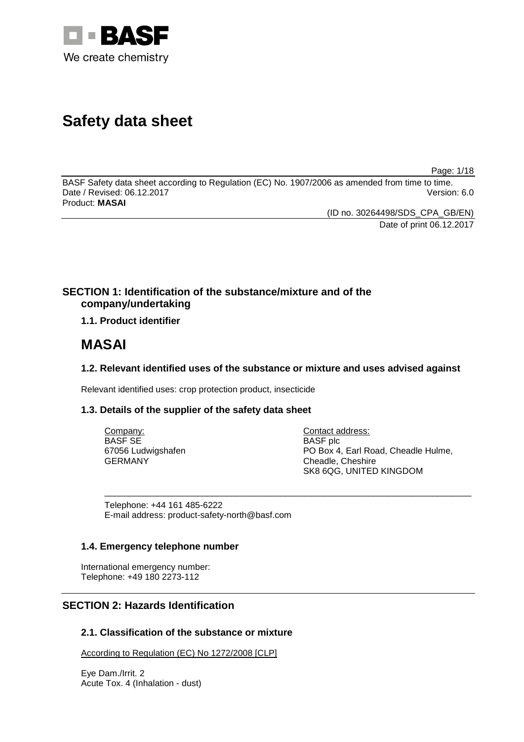BASF

We create chemistry

# Safety data sheet

BASF Safety data sheet according to Regulation (EC) No. 1907/2006 as amended from time to time.
Date / Revised: 06.12.2017 Version: 6.0
Product: **MASAI**

(ID no. 30264498/SDS_CPA_GB/EN)
Date of print 06.12.2017

## SECTION 1: Identification of the substance/mixture and of the company/undertaking

### 1.1. Product identifier

# MASAI

### 1.2. Relevant identified uses of the substance or mixture and uses advised against

Relevant identified uses: crop protection product, insecticide

### 1.3. Details of the supplier of the safety data sheet

Company:
BASF SE
67056 Ludwigshafen
GERMANY

Contact address:
BASF plc
PO Box 4, Earl Road, Cheadle Hulme,
Cheadle, Cheshire
SK8 6QG, UNITED KINGDOM

Telephone: +44 161 485-6222
E-mail address: product-safety-north@basf.com

### 1.4. Emergency telephone number

International emergency number:
Telephone: +49 180 2273-112

## SECTION 2: Hazards Identification

### 2.1. Classification of the substance or mixture

According to Regulation (EC) No 1272/2008 [CLP]

Eye Dam./Irrit. 2
Acute Tox. 4 (Inhalation - dust)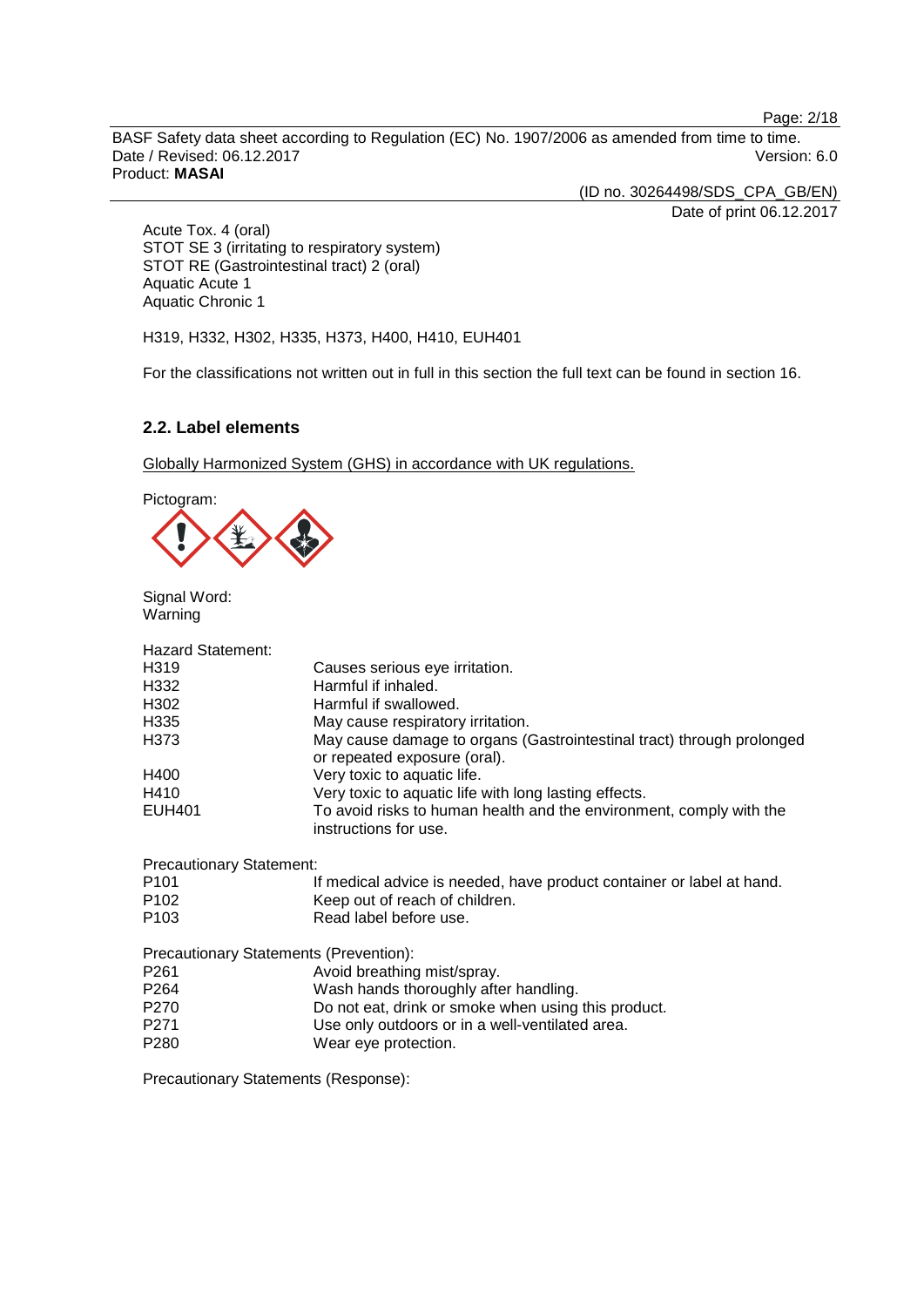Acute Tox. 4 (oral)
STOT SE 3 (irritating to respiratory system)
STOT RE (Gastrointestinal tract) 2 (oral)
Aquatic Acute 1
Aquatic Chronic 1

H319, H332, H302, H335, H373, H400, H410, EUH401

For the classifications not written out in full in this section the full text can be found in section 16.

### 2.2. Label elements

Globally Harmonized System (GHS) in accordance with UK regulations.

Pictogram:

Signal Word:
Warning

Hazard Statement:

| | |
|---|---|
| H319 | Causes serious eye irritation. |
| H332 | Harmful if inhaled. |
| H302 | Harmful if swallowed. |
| H335 | May cause respiratory irritation. |
| H373 | May cause damage to organs (Gastrointestinal tract) through prolonged or repeated exposure (oral). |
| H400 | Very toxic to aquatic life. |
| H410 | Very toxic to aquatic life with long lasting effects. |
| EUH401 | To avoid risks to human health and the environment, comply with the instructions for use. |

Precautionary Statement:

| | |
|---|---|
| P101 | If medical advice is needed, have product container or label at hand. |
| P102 | Keep out of reach of children. |
| P103 | Read label before use. |

Precautionary Statements (Prevention):

| | |
|---|---|
| P261 | Avoid breathing mist/spray. |
| P264 | Wash hands thoroughly after handling. |
| P270 | Do not eat, drink or smoke when using this product. |
| P271 | Use only outdoors or in a well-ventilated area. |
| P280 | Wear eye protection. |

Precautionary Statements (Response):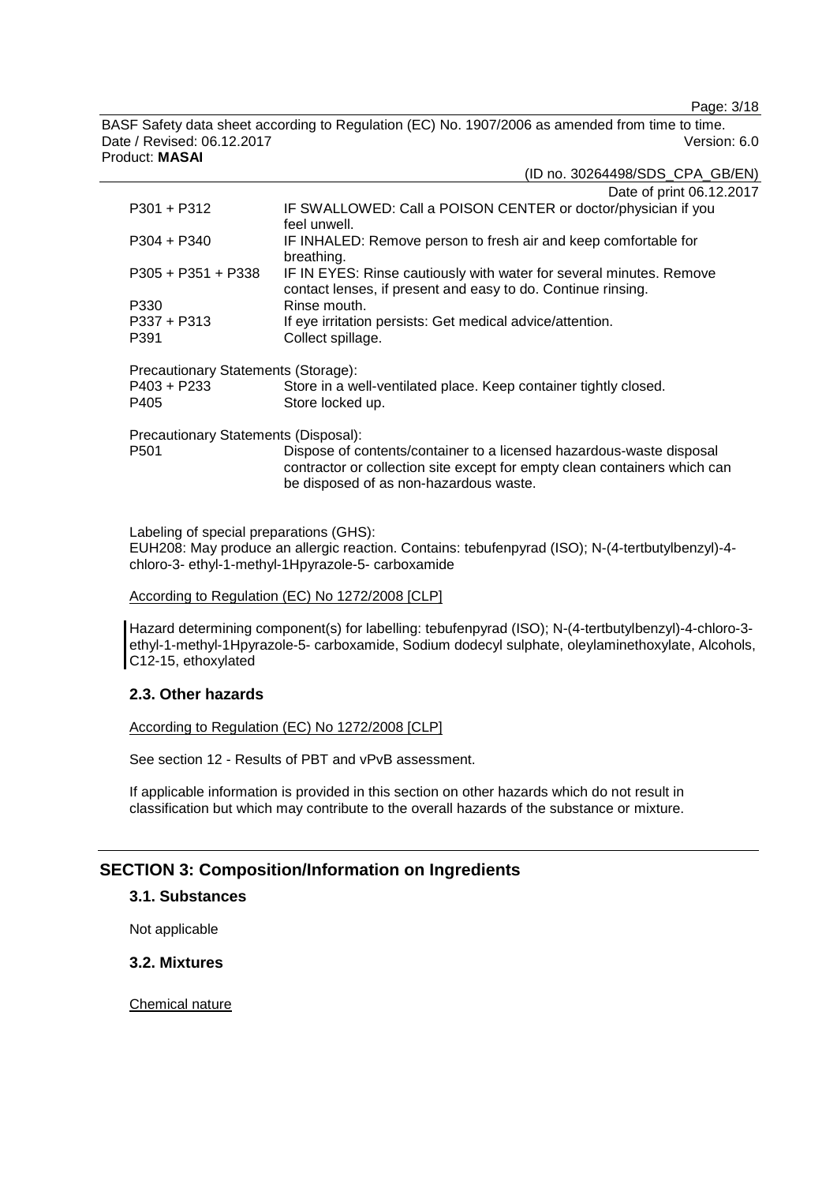| | |
|---|---|
| P301 + P312 | IF SWALLOWED: Call a POISON CENTER or doctor/physician if you feel unwell. |
| P304 + P340 | IF INHALED: Remove person to fresh air and keep comfortable for breathing. |
| P305 + P351 + P338 | IF IN EYES: Rinse cautiously with water for several minutes. Remove contact lenses, if present and easy to do. Continue rinsing. |
| P330 | Rinse mouth. |
| P337 + P313 | If eye irritation persists: Get medical advice/attention. |
| P391 | Collect spillage. |

Precautionary Statements (Storage):

| | |
|---|---|
| P403 + P233 | Store in a well-ventilated place. Keep container tightly closed. |
| P405 | Store locked up. |

Precautionary Statements (Disposal):

| | |
|---|---|
| P501 | Dispose of contents/container to a licensed hazardous-waste disposal contractor or collection site except for empty clean containers which can be disposed of as non-hazardous waste. |

Labeling of special preparations (GHS):
EUH208: May produce an allergic reaction. Contains: tebufenpyrad (ISO); N-(4-tertbutylbenzyl)-4-chloro-3- ethyl-1-methyl-1Hpyrazole-5- carboxamide

According to Regulation (EC) No 1272/2008 [CLP]

Hazard determining component(s) for labelling: tebufenpyrad (ISO); N-(4-tertbutylbenzyl)-4-chloro-3-ethyl-1-methyl-1Hpyrazole-5- carboxamide, Sodium dodecyl sulphate, oleylaminethoxylate, Alcohols, C12-15, ethoxylated

### 2.3. Other hazards

According to Regulation (EC) No 1272/2008 [CLP]

See section 12 - Results of PBT and vPvB assessment.

If applicable information is provided in this section on other hazards which do not result in classification but which may contribute to the overall hazards of the substance or mixture.

## SECTION 3: Composition/Information on Ingredients

### 3.1. Substances

Not applicable

### 3.2. Mixtures

Chemical nature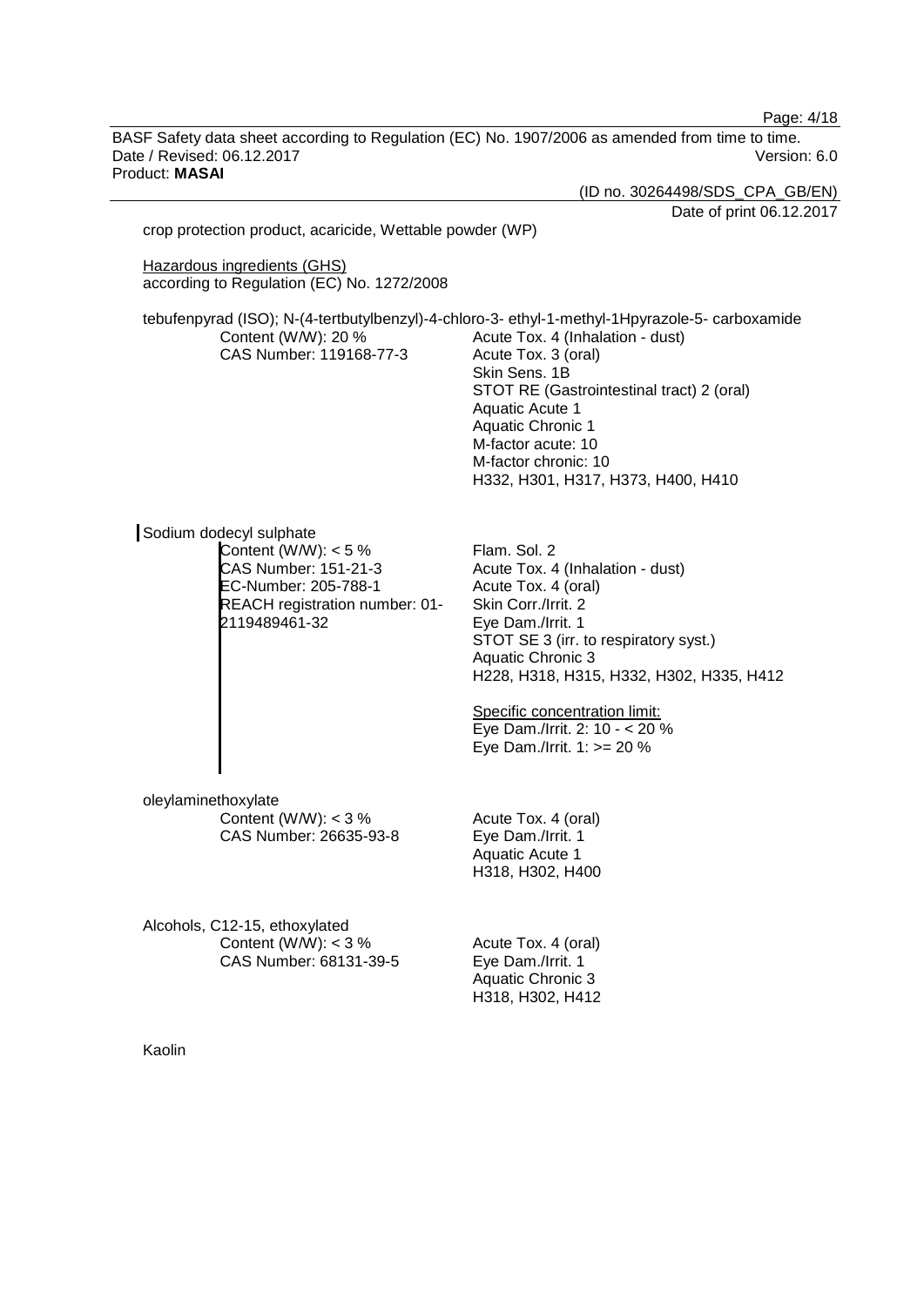crop protection product, acaricide, Wettable powder (WP)

Hazardous ingredients (GHS)
according to Regulation (EC) No. 1272/2008

tebufenpyrad (ISO); N-(4-tertbutylbenzyl)-4-chloro-3- ethyl-1-methyl-1Hpyrazole-5- carboxamide

Content (W/W): 20 %
CAS Number: 119168-77-3

Acute Tox. 4 (Inhalation - dust)
Acute Tox. 3 (oral)
Skin Sens. 1B
STOT RE (Gastrointestinal tract) 2 (oral)
Aquatic Acute 1
Aquatic Chronic 1
M-factor acute: 10
M-factor chronic: 10
H332, H301, H317, H373, H400, H410

Sodium dodecyl sulphate

Content (W/W): < 5 %
CAS Number: 151-21-3
EC-Number: 205-788-1
REACH registration number: 01-2119489461-32

Flam. Sol. 2
Acute Tox. 4 (Inhalation - dust)
Acute Tox. 4 (oral)
Skin Corr./Irrit. 2
Eye Dam./Irrit. 1
STOT SE 3 (irr. to respiratory syst.)
Aquatic Chronic 3
H228, H318, H315, H332, H302, H335, H412

Specific concentration limit:
Eye Dam./Irrit. 2: 10 - < 20 %
Eye Dam./Irrit. 1: >= 20 %

oleylaminethoxylate

Content (W/W): < 3 %
CAS Number: 26635-93-8

Acute Tox. 4 (oral)
Eye Dam./Irrit. 1
Aquatic Acute 1
H318, H302, H400

Alcohols, C12-15, ethoxylated

Content (W/W): < 3 %
CAS Number: 68131-39-5

Acute Tox. 4 (oral)
Eye Dam./Irrit. 1
Aquatic Chronic 3
H318, H302, H412

Kaolin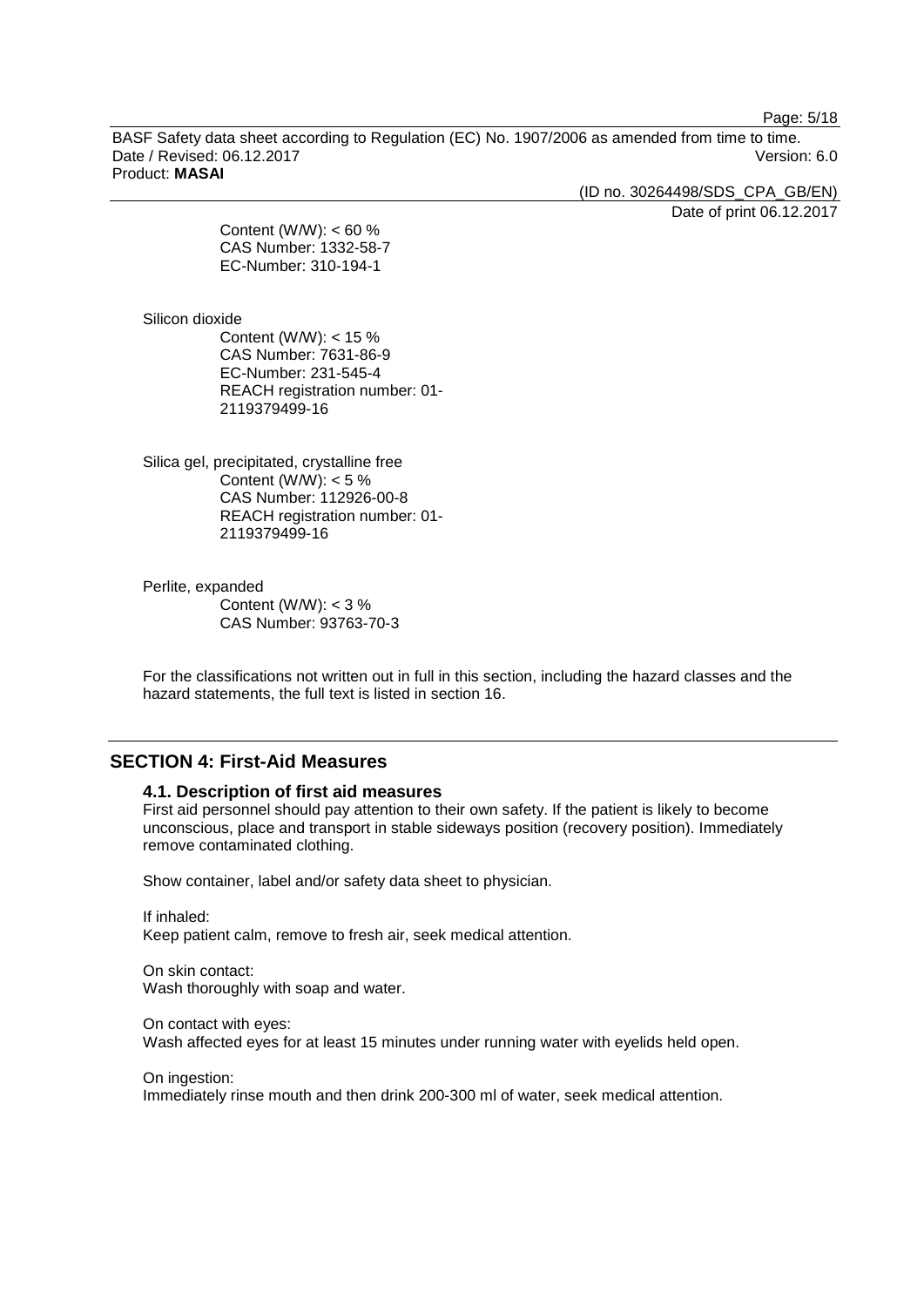Content (W/W): < 60 %
CAS Number: 1332-58-7
EC-Number: 310-194-1

Silicon dioxide
Content (W/W): < 15 %
CAS Number: 7631-86-9
EC-Number: 231-545-4
REACH registration number: 01-2119379499-16

Silica gel, precipitated, crystalline free
Content (W/W): < 5 %
CAS Number: 112926-00-8
REACH registration number: 01-2119379499-16

Perlite, expanded
Content (W/W): < 3 %
CAS Number: 93763-70-3

For the classifications not written out in full in this section, including the hazard classes and the hazard statements, the full text is listed in section 16.

## SECTION 4: First-Aid Measures

### 4.1. Description of first aid measures

First aid personnel should pay attention to their own safety. If the patient is likely to become unconscious, place and transport in stable sideways position (recovery position). Immediately remove contaminated clothing.

Show container, label and/or safety data sheet to physician.

If inhaled:
Keep patient calm, remove to fresh air, seek medical attention.

On skin contact:
Wash thoroughly with soap and water.

On contact with eyes:
Wash affected eyes for at least 15 minutes under running water with eyelids held open.

On ingestion:
Immediately rinse mouth and then drink 200-300 ml of water, seek medical attention.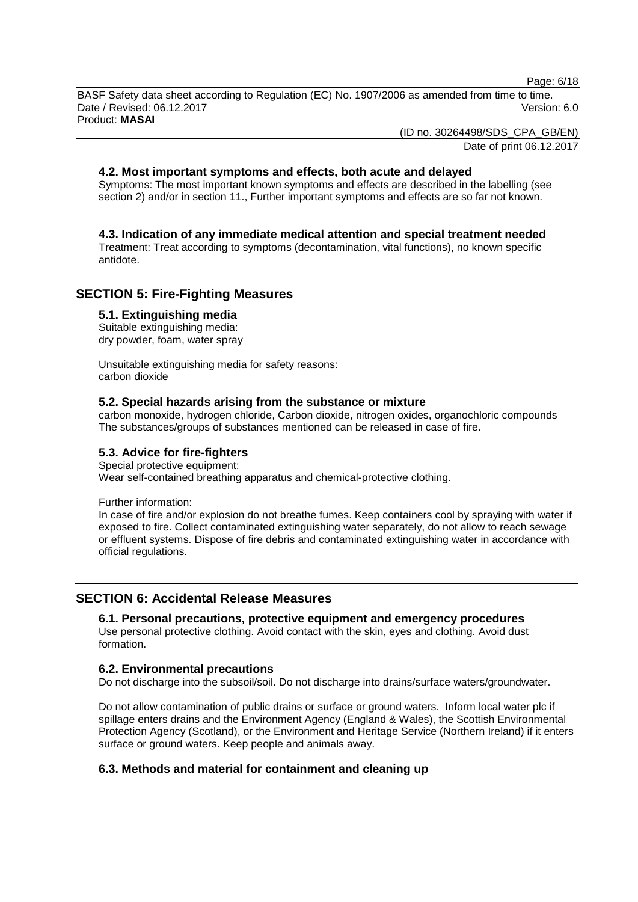### 4.2. Most important symptoms and effects, both acute and delayed

Symptoms: The most important known symptoms and effects are described in the labelling (see section 2) and/or in section 11., Further important symptoms and effects are so far not known.

### 4.3. Indication of any immediate medical attention and special treatment needed

Treatment: Treat according to symptoms (decontamination, vital functions), no known specific antidote.

## SECTION 5: Fire-Fighting Measures

### 5.1. Extinguishing media

Suitable extinguishing media:
dry powder, foam, water spray

Unsuitable extinguishing media for safety reasons:
carbon dioxide

### 5.2. Special hazards arising from the substance or mixture

carbon monoxide, hydrogen chloride, Carbon dioxide, nitrogen oxides, organochloric compounds
The substances/groups of substances mentioned can be released in case of fire.

### 5.3. Advice for fire-fighters

Special protective equipment:
Wear self-contained breathing apparatus and chemical-protective clothing.

Further information:
In case of fire and/or explosion do not breathe fumes. Keep containers cool by spraying with water if exposed to fire. Collect contaminated extinguishing water separately, do not allow to reach sewage or effluent systems. Dispose of fire debris and contaminated extinguishing water in accordance with official regulations.

## SECTION 6: Accidental Release Measures

### 6.1. Personal precautions, protective equipment and emergency procedures

Use personal protective clothing. Avoid contact with the skin, eyes and clothing. Avoid dust formation.

### 6.2. Environmental precautions

Do not discharge into the subsoil/soil. Do not discharge into drains/surface waters/groundwater.

Do not allow contamination of public drains or surface or ground waters. Inform local water plc if spillage enters drains and the Environment Agency (England & Wales), the Scottish Environmental Protection Agency (Scotland), or the Environment and Heritage Service (Northern Ireland) if it enters surface or ground waters. Keep people and animals away.

### 6.3. Methods and material for containment and cleaning up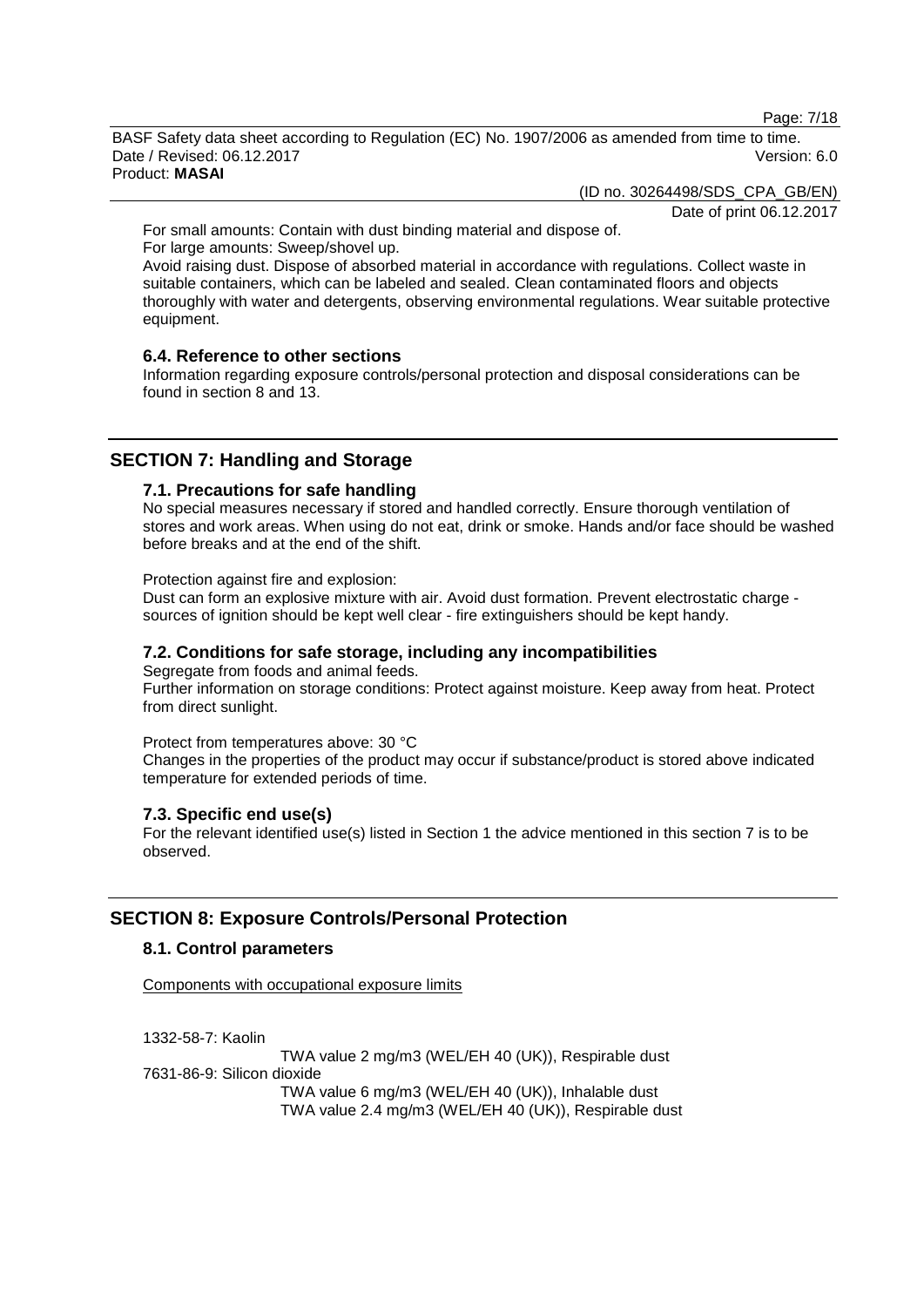For small amounts: Contain with dust binding material and dispose of.
For large amounts: Sweep/shovel up.
Avoid raising dust. Dispose of absorbed material in accordance with regulations. Collect waste in suitable containers, which can be labeled and sealed. Clean contaminated floors and objects thoroughly with water and detergents, observing environmental regulations. Wear suitable protective equipment.

### 6.4. Reference to other sections

Information regarding exposure controls/personal protection and disposal considerations can be found in section 8 and 13.

## SECTION 7: Handling and Storage

### 7.1. Precautions for safe handling

No special measures necessary if stored and handled correctly. Ensure thorough ventilation of stores and work areas. When using do not eat, drink or smoke. Hands and/or face should be washed before breaks and at the end of the shift.

Protection against fire and explosion:
Dust can form an explosive mixture with air. Avoid dust formation. Prevent electrostatic charge - sources of ignition should be kept well clear - fire extinguishers should be kept handy.

### 7.2. Conditions for safe storage, including any incompatibilities

Segregate from foods and animal feeds.
Further information on storage conditions: Protect against moisture. Keep away from heat. Protect from direct sunlight.

Protect from temperatures above: 30 °C
Changes in the properties of the product may occur if substance/product is stored above indicated temperature for extended periods of time.

### 7.3. Specific end use(s)

For the relevant identified use(s) listed in Section 1 the advice mentioned in this section 7 is to be observed.

## SECTION 8: Exposure Controls/Personal Protection

### 8.1. Control parameters

Components with occupational exposure limits

1332-58-7: Kaolin
TWA value 2 mg/m3 (WEL/EH 40 (UK)), Respirable dust
7631-86-9: Silicon dioxide
TWA value 6 mg/m3 (WEL/EH 40 (UK)), Inhalable dust
TWA value 2.4 mg/m3 (WEL/EH 40 (UK)), Respirable dust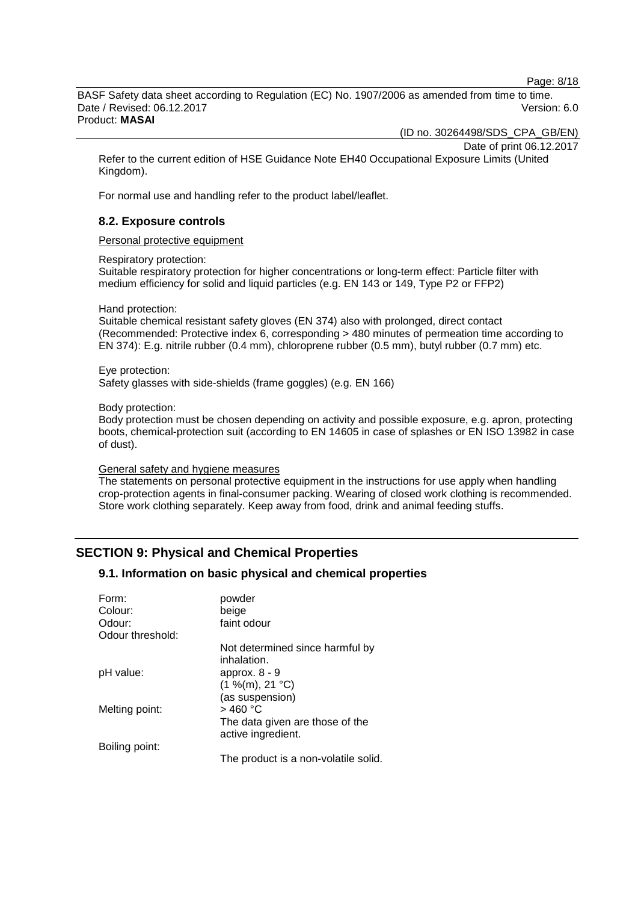Refer to the current edition of HSE Guidance Note EH40 Occupational Exposure Limits (United Kingdom).

For normal use and handling refer to the product label/leaflet.

### 8.2. Exposure controls

Personal protective equipment

Respiratory protection:
Suitable respiratory protection for higher concentrations or long-term effect: Particle filter with medium efficiency for solid and liquid particles (e.g. EN 143 or 149, Type P2 or FFP2)

Hand protection:
Suitable chemical resistant safety gloves (EN 374) also with prolonged, direct contact (Recommended: Protective index 6, corresponding > 480 minutes of permeation time according to EN 374): E.g. nitrile rubber (0.4 mm), chloroprene rubber (0.5 mm), butyl rubber (0.7 mm) etc.

Eye protection:
Safety glasses with side-shields (frame goggles) (e.g. EN 166)

Body protection:
Body protection must be chosen depending on activity and possible exposure, e.g. apron, protecting boots, chemical-protection suit (according to EN 14605 in case of splashes or EN ISO 13982 in case of dust).

General safety and hygiene measures

The statements on personal protective equipment in the instructions for use apply when handling crop-protection agents in final-consumer packing. Wearing of closed work clothing is recommended. Store work clothing separately. Keep away from food, drink and animal feeding stuffs.

## SECTION 9: Physical and Chemical Properties

### 9.1. Information on basic physical and chemical properties

| | |
|---|---|
| Form: | powder |
| Colour: | beige |
| Odour: | faint odour |
| Odour threshold: | |
| | Not determined since harmful by inhalation. |
| pH value: | approx. 8 - 9<br>(1 %(m), 21 °C)<br>(as suspension) |
| Melting point: | > 460 °C<br>The data given are those of the active ingredient. |
| Boiling point: | |
| | The product is a non-volatile solid. |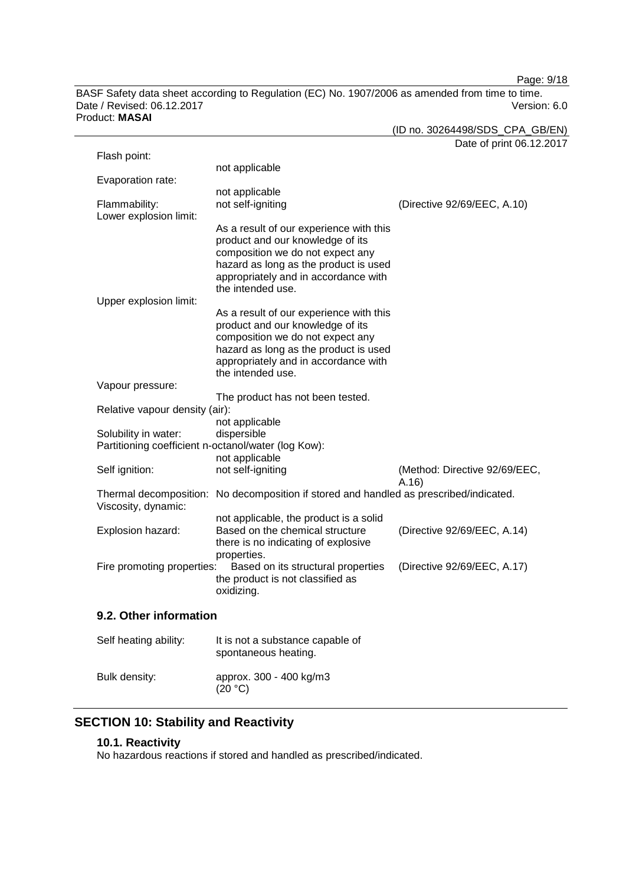| | | |
|---|---|---|
| Flash point: | not applicable | |
| Evaporation rate: | not applicable | |
| Flammability: | not self-igniting | (Directive 92/69/EEC, A.10) |
| Lower explosion limit: | As a result of our experience with this product and our knowledge of its composition we do not expect any hazard as long as the product is used appropriately and in accordance with the intended use. | |
| Upper explosion limit: | As a result of our experience with this product and our knowledge of its composition we do not expect any hazard as long as the product is used appropriately and in accordance with the intended use. | |
| Vapour pressure: | The product has not been tested. | |
| Relative vapour density (air): | not applicable | |
| Solubility in water: | dispersible | |
| Partitioning coefficient n-octanol/water (log Kow): | not applicable | |
| Self ignition: | not self-igniting | (Method: Directive 92/69/EEC, A.16) |
| Thermal decomposition: | No decomposition if stored and handled as prescribed/indicated. | |
| Viscosity, dynamic: | not applicable, the product is a solid | |
| Explosion hazard: | Based on the chemical structure there is no indicating of explosive properties. | (Directive 92/69/EEC, A.14) |
| Fire promoting properties: | Based on its structural properties the product is not classified as oxidizing. | (Directive 92/69/EEC, A.17) |

### 9.2. Other information

| | |
|---|---|
| Self heating ability: | It is not a substance capable of spontaneous heating. |
| Bulk density: | approx. 300 - 400 kg/m3 (20 °C) |

## SECTION 10: Stability and Reactivity

### 10.1. Reactivity

No hazardous reactions if stored and handled as prescribed/indicated.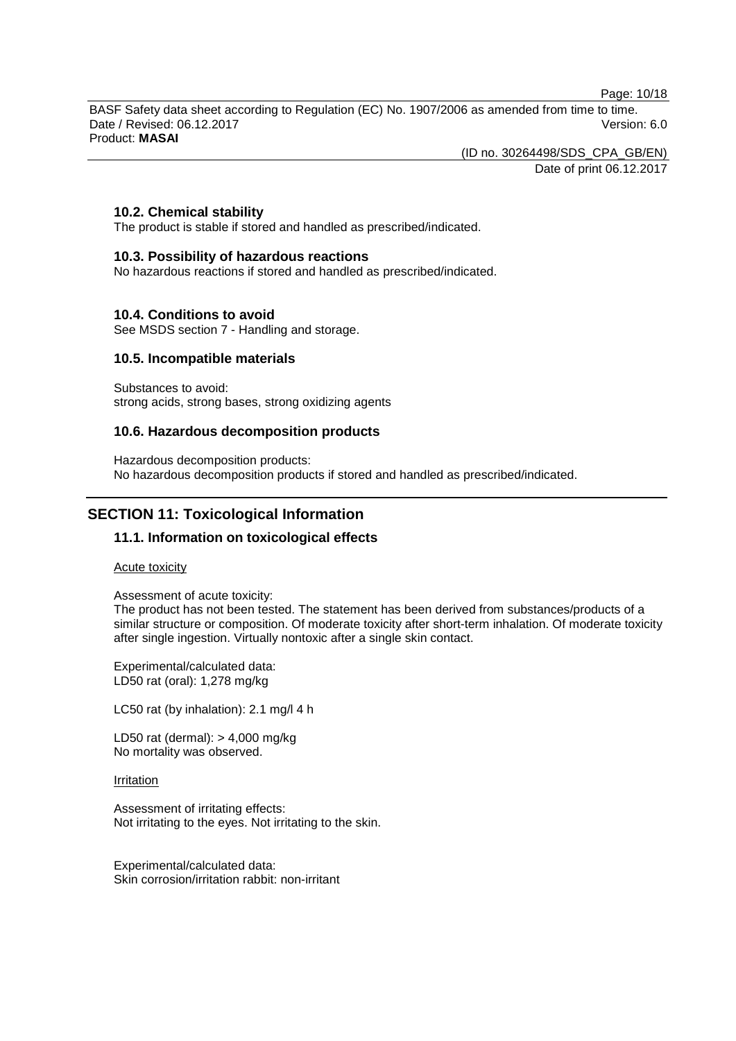### 10.2. Chemical stability

The product is stable if stored and handled as prescribed/indicated.

### 10.3. Possibility of hazardous reactions

No hazardous reactions if stored and handled as prescribed/indicated.

### 10.4. Conditions to avoid

See MSDS section 7 - Handling and storage.

### 10.5. Incompatible materials

Substances to avoid:
strong acids, strong bases, strong oxidizing agents

### 10.6. Hazardous decomposition products

Hazardous decomposition products:
No hazardous decomposition products if stored and handled as prescribed/indicated.

## SECTION 11: Toxicological Information

### 11.1. Information on toxicological effects

Acute toxicity

Assessment of acute toxicity:
The product has not been tested. The statement has been derived from substances/products of a similar structure or composition. Of moderate toxicity after short-term inhalation. Of moderate toxicity after single ingestion. Virtually nontoxic after a single skin contact.

Experimental/calculated data:
LD50 rat (oral): 1,278 mg/kg

LC50 rat (by inhalation): 2.1 mg/l 4 h

LD50 rat (dermal): > 4,000 mg/kg
No mortality was observed.

Irritation

Assessment of irritating effects:
Not irritating to the eyes. Not irritating to the skin.

Experimental/calculated data:
Skin corrosion/irritation rabbit: non-irritant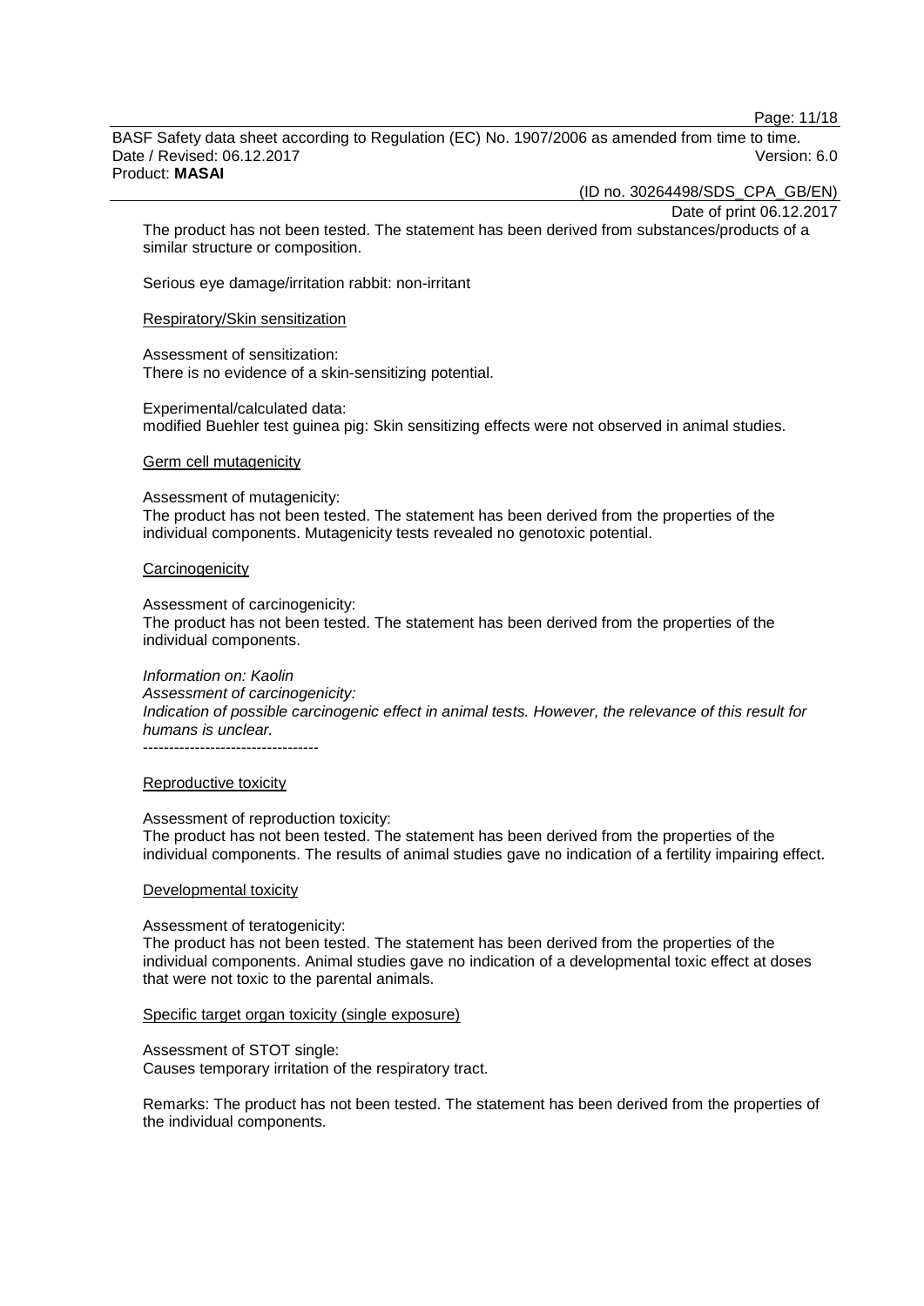The product has not been tested. The statement has been derived from substances/products of a similar structure or composition.

Serious eye damage/irritation rabbit: non-irritant

Respiratory/Skin sensitization

Assessment of sensitization:
There is no evidence of a skin-sensitizing potential.

Experimental/calculated data:
modified Buehler test guinea pig: Skin sensitizing effects were not observed in animal studies.

Germ cell mutagenicity

Assessment of mutagenicity:
The product has not been tested. The statement has been derived from the properties of the individual components. Mutagenicity tests revealed no genotoxic potential.

Carcinogenicity

Assessment of carcinogenicity:
The product has not been tested. The statement has been derived from the properties of the individual components.

*Information on: Kaolin*
*Assessment of carcinogenicity:*
*Indication of possible carcinogenic effect in animal tests. However, the relevance of this result for humans is unclear.*
----------------------------------

Reproductive toxicity

Assessment of reproduction toxicity:
The product has not been tested. The statement has been derived from the properties of the individual components. The results of animal studies gave no indication of a fertility impairing effect.

Developmental toxicity

Assessment of teratogenicity:
The product has not been tested. The statement has been derived from the properties of the individual components. Animal studies gave no indication of a developmental toxic effect at doses that were not toxic to the parental animals.

Specific target organ toxicity (single exposure)

Assessment of STOT single:
Causes temporary irritation of the respiratory tract.

Remarks: The product has not been tested. The statement has been derived from the properties of the individual components.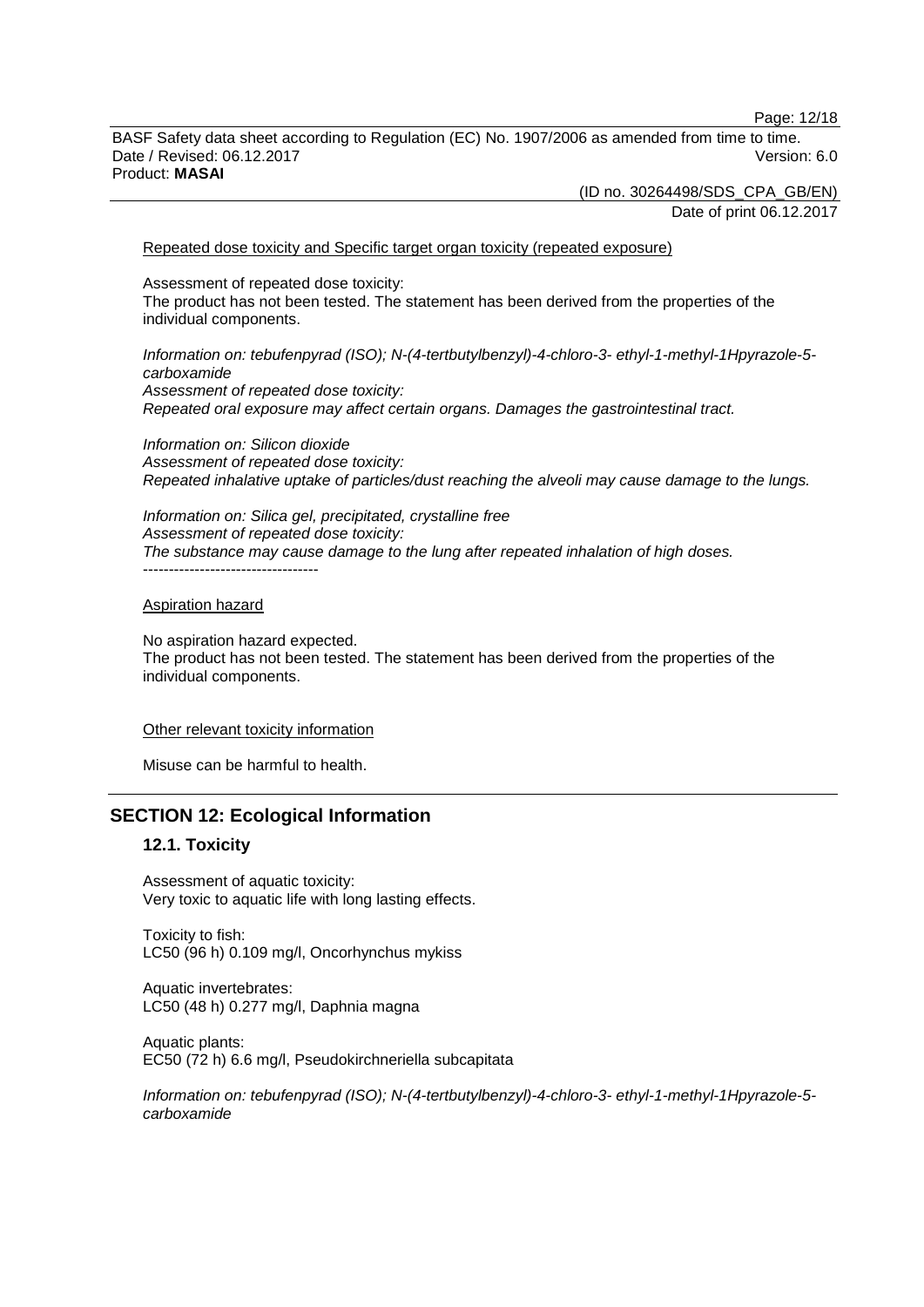Repeated dose toxicity and Specific target organ toxicity (repeated exposure)

Assessment of repeated dose toxicity:
The product has not been tested. The statement has been derived from the properties of the individual components.

*Information on: tebufenpyrad (ISO); N-(4-tertbutylbenzyl)-4-chloro-3- ethyl-1-methyl-1Hpyrazole-5-carboxamide*
*Assessment of repeated dose toxicity:*
*Repeated oral exposure may affect certain organs. Damages the gastrointestinal tract.*

*Information on: Silicon dioxide*
*Assessment of repeated dose toxicity:*
*Repeated inhalative uptake of particles/dust reaching the alveoli may cause damage to the lungs.*

*Information on: Silica gel, precipitated, crystalline free*
*Assessment of repeated dose toxicity:*
*The substance may cause damage to the lung after repeated inhalation of high doses.*
----------------------------------

Aspiration hazard

No aspiration hazard expected.
The product has not been tested. The statement has been derived from the properties of the individual components.

Other relevant toxicity information

Misuse can be harmful to health.

## SECTION 12: Ecological Information

### 12.1. Toxicity

Assessment of aquatic toxicity:
Very toxic to aquatic life with long lasting effects.

Toxicity to fish:
LC50 (96 h) 0.109 mg/l, Oncorhynchus mykiss

Aquatic invertebrates:
LC50 (48 h) 0.277 mg/l, Daphnia magna

Aquatic plants:
EC50 (72 h) 6.6 mg/l, Pseudokirchneriella subcapitata

*Information on: tebufenpyrad (ISO); N-(4-tertbutylbenzyl)-4-chloro-3- ethyl-1-methyl-1Hpyrazole-5-carboxamide*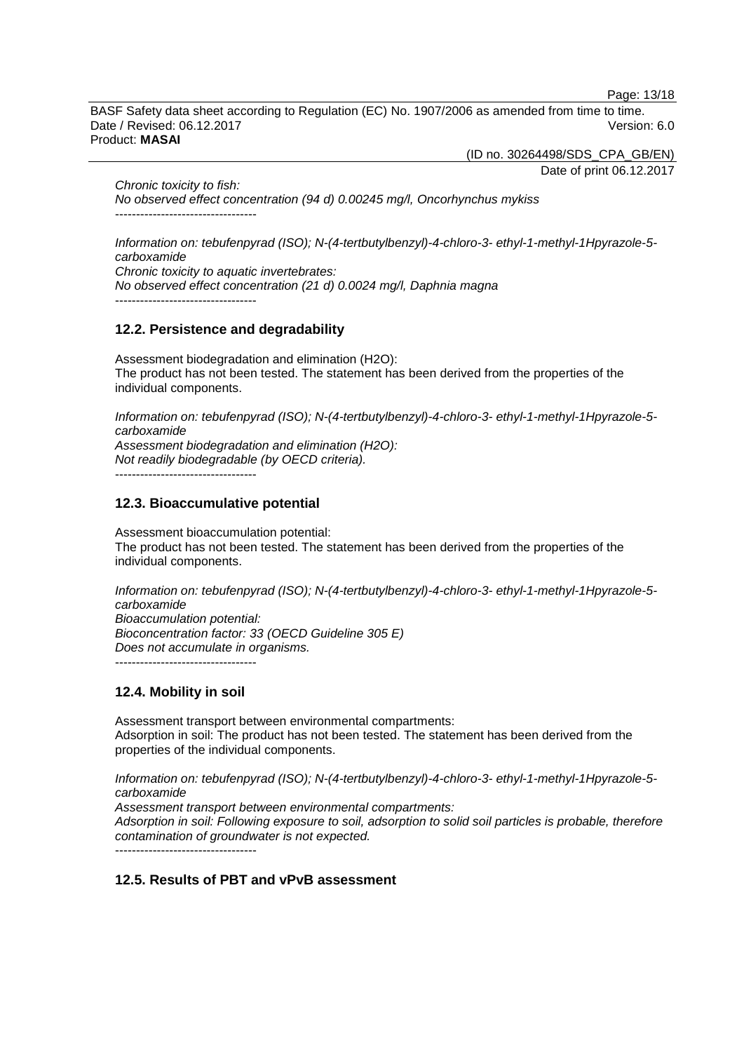*Chronic toxicity to fish:*
*No observed effect concentration (94 d) 0.00245 mg/l, Oncorhynchus mykiss*
----------------------------------

*Information on: tebufenpyrad (ISO); N-(4-tertbutylbenzyl)-4-chloro-3- ethyl-1-methyl-1Hpyrazole-5-carboxamide*
*Chronic toxicity to aquatic invertebrates:*
*No observed effect concentration (21 d) 0.0024 mg/l, Daphnia magna*
----------------------------------

## 12.2. Persistence and degradability

Assessment biodegradation and elimination (H2O):
The product has not been tested. The statement has been derived from the properties of the individual components.

*Information on: tebufenpyrad (ISO); N-(4-tertbutylbenzyl)-4-chloro-3- ethyl-1-methyl-1Hpyrazole-5-carboxamide*
*Assessment biodegradation and elimination (H2O):*
*Not readily biodegradable (by OECD criteria).*
----------------------------------

## 12.3. Bioaccumulative potential

Assessment bioaccumulation potential:
The product has not been tested. The statement has been derived from the properties of the individual components.

*Information on: tebufenpyrad (ISO); N-(4-tertbutylbenzyl)-4-chloro-3- ethyl-1-methyl-1Hpyrazole-5-carboxamide*
*Bioaccumulation potential:*
*Bioconcentration factor: 33 (OECD Guideline 305 E)*
*Does not accumulate in organisms.*
----------------------------------

## 12.4. Mobility in soil

Assessment transport between environmental compartments:
Adsorption in soil: The product has not been tested. The statement has been derived from the properties of the individual components.

*Information on: tebufenpyrad (ISO); N-(4-tertbutylbenzyl)-4-chloro-3- ethyl-1-methyl-1Hpyrazole-5-carboxamide*
*Assessment transport between environmental compartments:*
*Adsorption in soil: Following exposure to soil, adsorption to solid soil particles is probable, therefore contamination of groundwater is not expected.*
----------------------------------

## 12.5. Results of PBT and vPvB assessment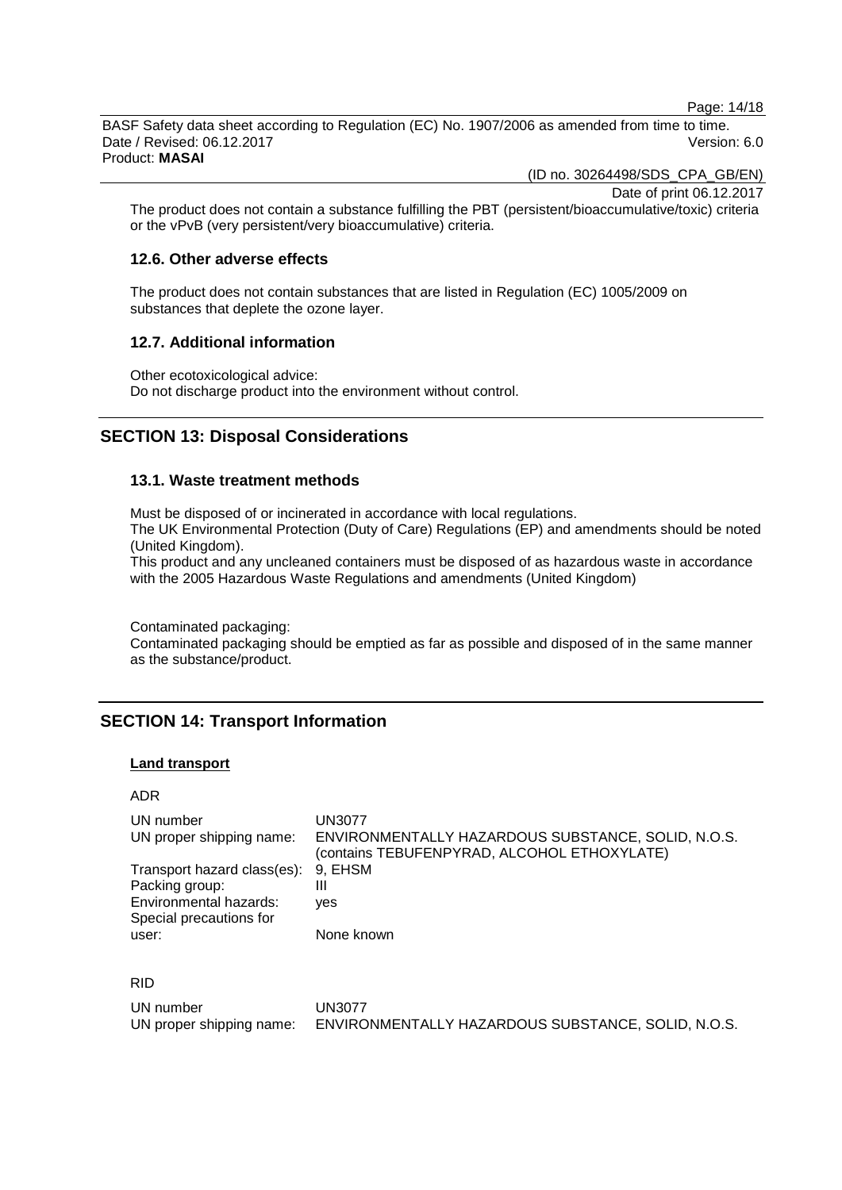The product does not contain a substance fulfilling the PBT (persistent/bioaccumulative/toxic) criteria or the vPvB (very persistent/very bioaccumulative) criteria.

### 12.6. Other adverse effects

The product does not contain substances that are listed in Regulation (EC) 1005/2009 on substances that deplete the ozone layer.

### 12.7. Additional information

Other ecotoxicological advice:
Do not discharge product into the environment without control.

## SECTION 13: Disposal Considerations

### 13.1. Waste treatment methods

Must be disposed of or incinerated in accordance with local regulations.
The UK Environmental Protection (Duty of Care) Regulations (EP) and amendments should be noted (United Kingdom).
This product and any uncleaned containers must be disposed of as hazardous waste in accordance with the 2005 Hazardous Waste Regulations and amendments (United Kingdom)

Contaminated packaging:
Contaminated packaging should be emptied as far as possible and disposed of in the same manner as the substance/product.

## SECTION 14: Transport Information

**Land transport**

ADR

| | |
|---|---|
| UN number | UN3077 |
| UN proper shipping name: | ENVIRONMENTALLY HAZARDOUS SUBSTANCE, SOLID, N.O.S. (contains TEBUFENPYRAD, ALCOHOL ETHOXYLATE) |
| Transport hazard class(es): | 9, EHSM |
| Packing group: | III |
| Environmental hazards: | yes |
| Special precautions for user: | None known |

RID

| | |
|---|---|
| UN number | UN3077 |
| UN proper shipping name: | ENVIRONMENTALLY HAZARDOUS SUBSTANCE, SOLID, N.O.S. |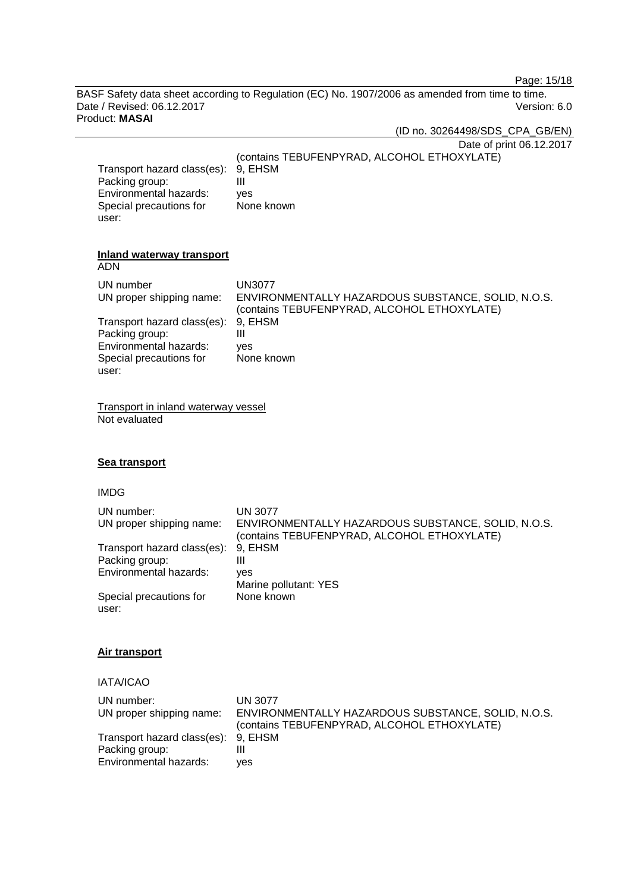(contains TEBUFENPYRAD, ALCOHOL ETHOXYLATE)

| | |
|---|---|
| Transport hazard class(es): | 9, EHSM |
| Packing group: | III |
| Environmental hazards: | yes |
| Special precautions for user: | None known |

**Inland waterway transport**

ADN

| | |
|---|---|
| UN number | UN3077 |
| UN proper shipping name: | ENVIRONMENTALLY HAZARDOUS SUBSTANCE, SOLID, N.O.S. (contains TEBUFENPYRAD, ALCOHOL ETHOXYLATE) |
| Transport hazard class(es): | 9, EHSM |
| Packing group: | III |
| Environmental hazards: | yes |
| Special precautions for user: | None known |

Transport in inland waterway vessel

Not evaluated

**Sea transport**

IMDG

| | |
|---|---|
| UN number: | UN 3077 |
| UN proper shipping name: | ENVIRONMENTALLY HAZARDOUS SUBSTANCE, SOLID, N.O.S. (contains TEBUFENPYRAD, ALCOHOL ETHOXYLATE) |
| Transport hazard class(es): | 9, EHSM |
| Packing group: | III |
| Environmental hazards: | yes<br>Marine pollutant: YES |
| Special precautions for user: | None known |

**Air transport**

IATA/ICAO

| | |
|---|---|
| UN number: | UN 3077 |
| UN proper shipping name: | ENVIRONMENTALLY HAZARDOUS SUBSTANCE, SOLID, N.O.S. (contains TEBUFENPYRAD, ALCOHOL ETHOXYLATE) |
| Transport hazard class(es): | 9, EHSM |
| Packing group: | III |
| Environmental hazards: | yes |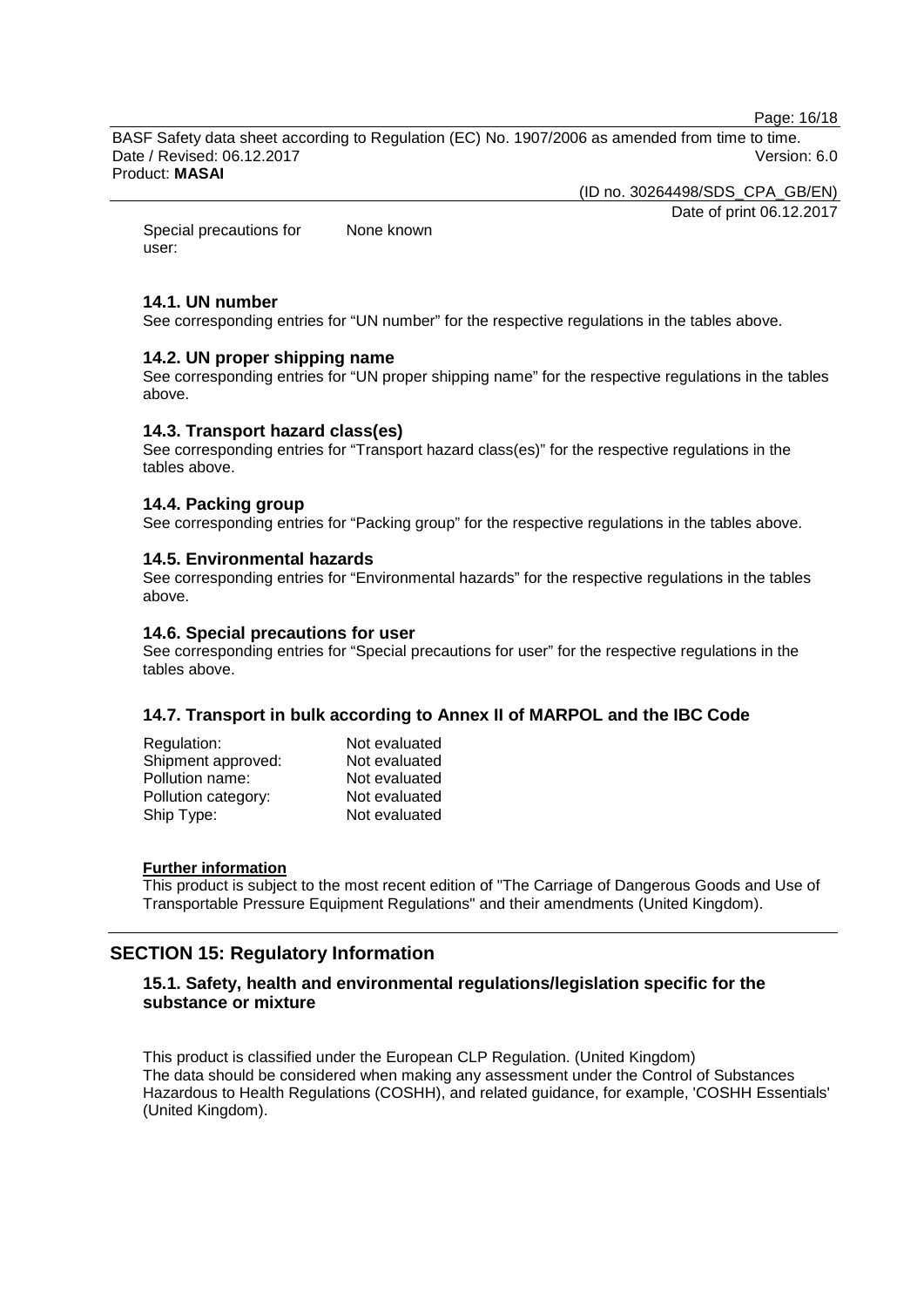| | |
|---|---|
| Special precautions for user: | None known |

### 14.1. UN number

See corresponding entries for “UN number” for the respective regulations in the tables above.

### 14.2. UN proper shipping name

See corresponding entries for “UN proper shipping name” for the respective regulations in the tables above.

### 14.3. Transport hazard class(es)

See corresponding entries for “Transport hazard class(es)” for the respective regulations in the tables above.

### 14.4. Packing group

See corresponding entries for “Packing group” for the respective regulations in the tables above.

### 14.5. Environmental hazards

See corresponding entries for “Environmental hazards” for the respective regulations in the tables above.

### 14.6. Special precautions for user

See corresponding entries for “Special precautions for user” for the respective regulations in the tables above.

### 14.7. Transport in bulk according to Annex II of MARPOL and the IBC Code

| | |
|---|---|
| Regulation: | Not evaluated |
| Shipment approved: | Not evaluated |
| Pollution name: | Not evaluated |
| Pollution category: | Not evaluated |
| Ship Type: | Not evaluated |

**Further information**

This product is subject to the most recent edition of "The Carriage of Dangerous Goods and Use of Transportable Pressure Equipment Regulations" and their amendments (United Kingdom).

## SECTION 15: Regulatory Information

### 15.1. Safety, health and environmental regulations/legislation specific for the substance or mixture

This product is classified under the European CLP Regulation. (United Kingdom)
The data should be considered when making any assessment under the Control of Substances Hazardous to Health Regulations (COSHH), and related guidance, for example, 'COSHH Essentials' (United Kingdom).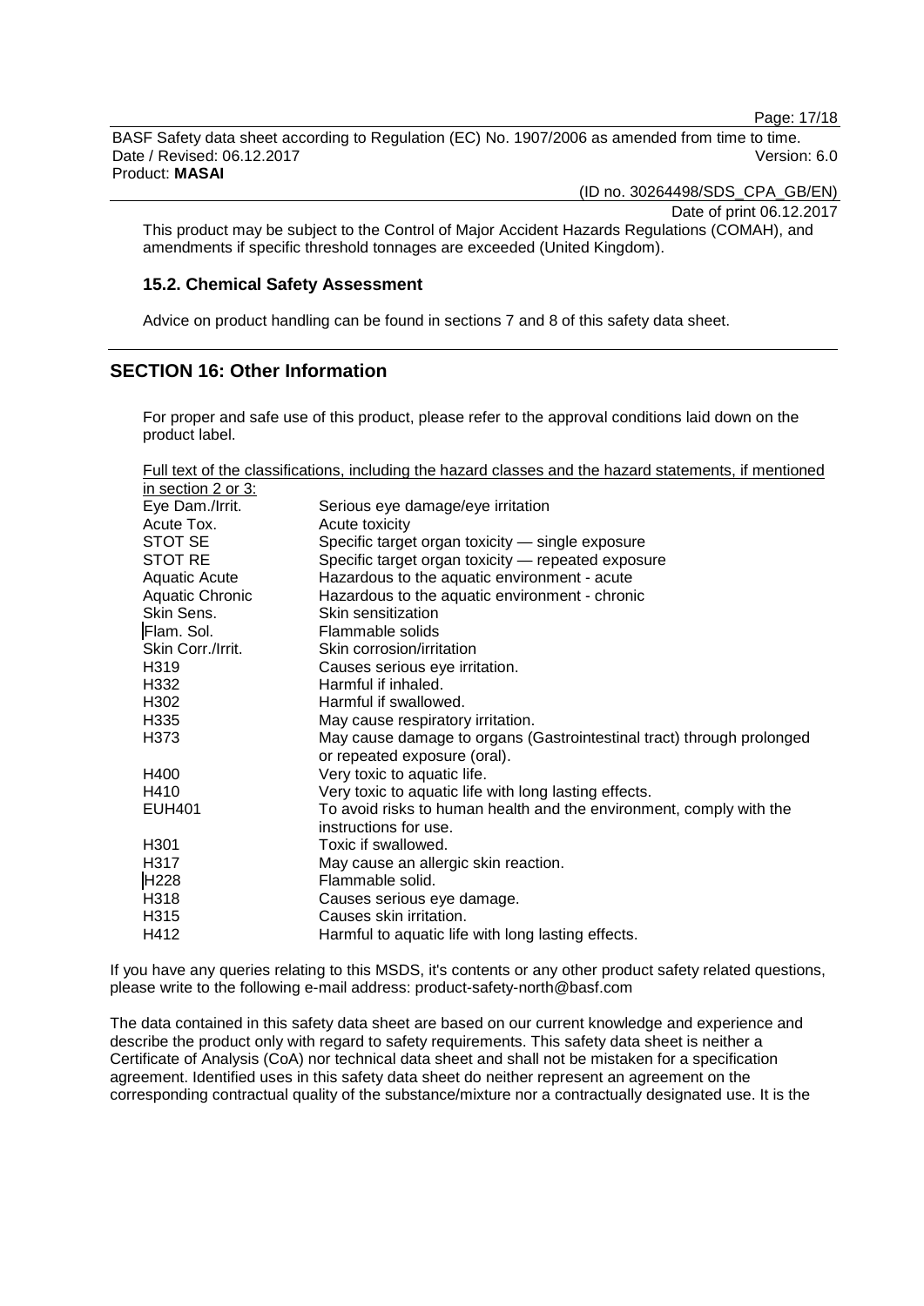This product may be subject to the Control of Major Accident Hazards Regulations (COMAH), and amendments if specific threshold tonnages are exceeded (United Kingdom).

### 15.2. Chemical Safety Assessment

Advice on product handling can be found in sections 7 and 8 of this safety data sheet.

## SECTION 16: Other Information

For proper and safe use of this product, please refer to the approval conditions laid down on the product label.

Full text of the classifications, including the hazard classes and the hazard statements, if mentioned in section 2 or 3:

| | |
|---|---|
| Eye Dam./Irrit. | Serious eye damage/eye irritation |
| Acute Tox. | Acute toxicity |
| STOT SE | Specific target organ toxicity — single exposure |
| STOT RE | Specific target organ toxicity — repeated exposure |
| Aquatic Acute | Hazardous to the aquatic environment - acute |
| Aquatic Chronic | Hazardous to the aquatic environment - chronic |
| Skin Sens. | Skin sensitization |
| Flam. Sol. | Flammable solids |
| Skin Corr./Irrit. | Skin corrosion/irritation |
| H319 | Causes serious eye irritation. |
| H332 | Harmful if inhaled. |
| H302 | Harmful if swallowed. |
| H335 | May cause respiratory irritation. |
| H373 | May cause damage to organs (Gastrointestinal tract) through prolonged or repeated exposure (oral). |
| H400 | Very toxic to aquatic life. |
| H410 | Very toxic to aquatic life with long lasting effects. |
| EUH401 | To avoid risks to human health and the environment, comply with the instructions for use. |
| H301 | Toxic if swallowed. |
| H317 | May cause an allergic skin reaction. |
| H228 | Flammable solid. |
| H318 | Causes serious eye damage. |
| H315 | Causes skin irritation. |
| H412 | Harmful to aquatic life with long lasting effects. |

If you have any queries relating to this MSDS, it's contents or any other product safety related questions, please write to the following e-mail address: product-safety-north@basf.com

The data contained in this safety data sheet are based on our current knowledge and experience and describe the product only with regard to safety requirements. This safety data sheet is neither a Certificate of Analysis (CoA) nor technical data sheet and shall not be mistaken for a specification agreement. Identified uses in this safety data sheet do neither represent an agreement on the corresponding contractual quality of the substance/mixture nor a contractually designated use. It is the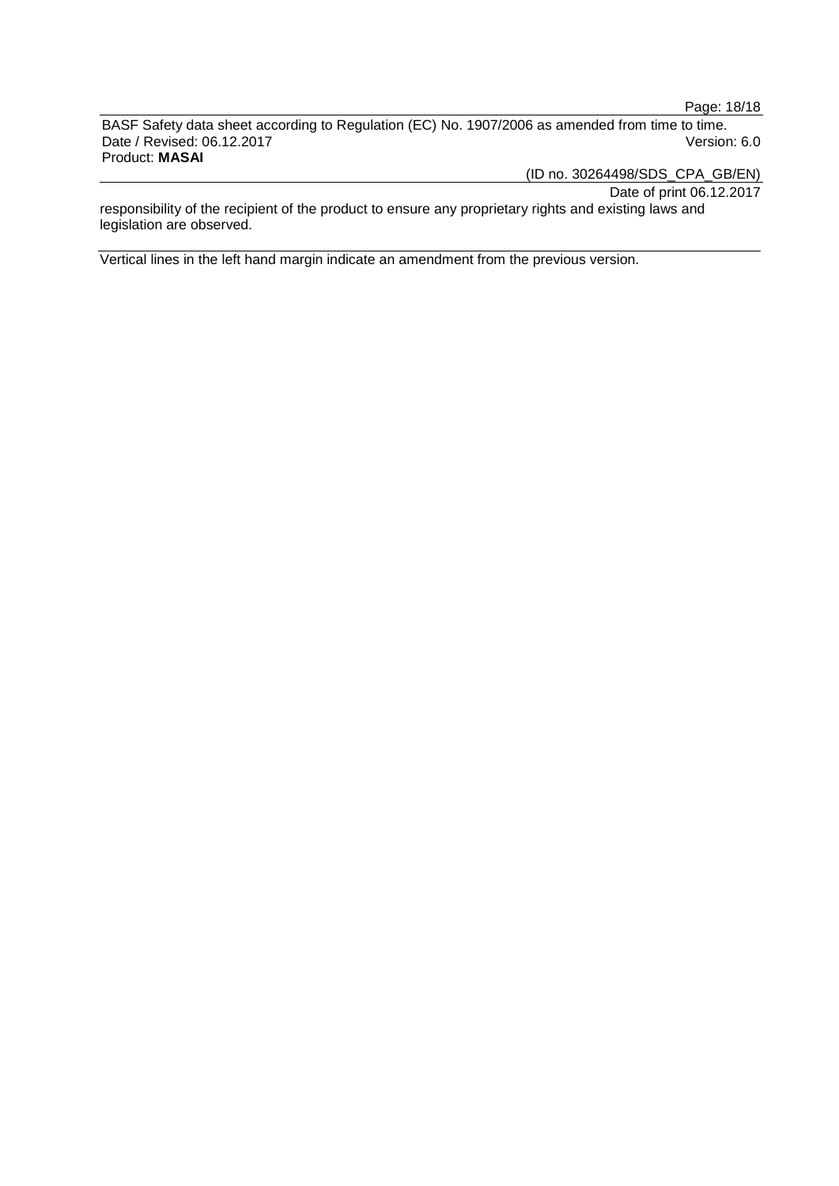responsibility of the recipient of the product to ensure any proprietary rights and existing laws and legislation are observed.

---

Vertical lines in the left hand margin indicate an amendment from the previous version.